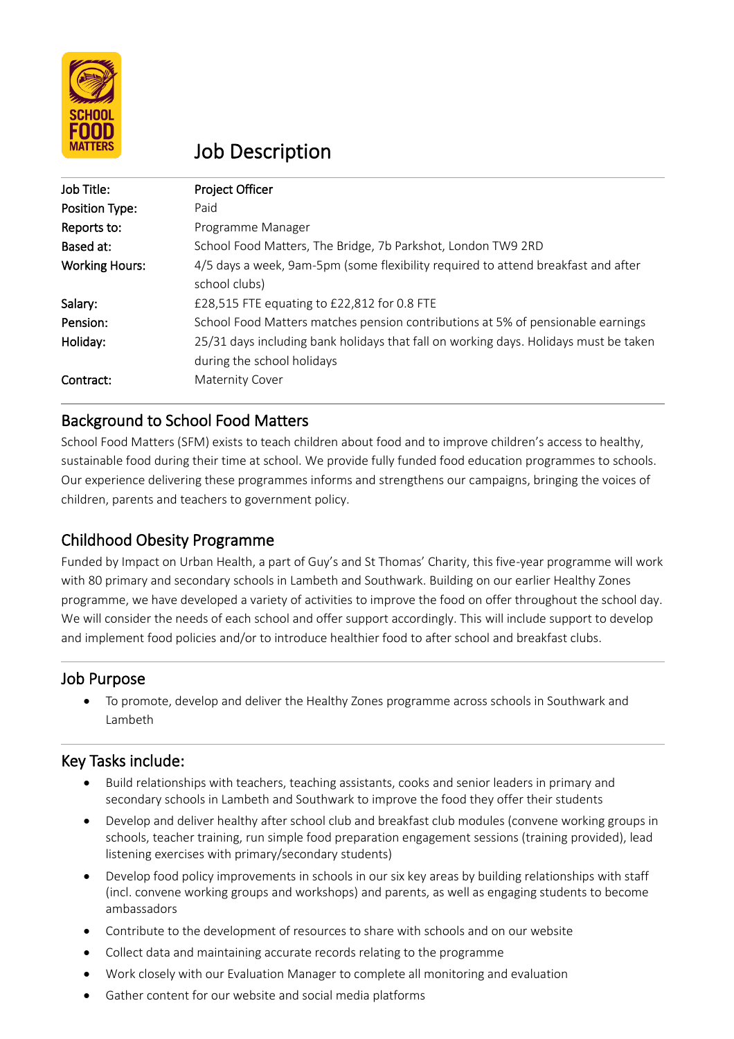# Job Description

| | |
|---|---|
| **Job Title:** | **Project Officer** |
| **Position Type:** | Paid |
| **Reports to:** | Programme Manager |
| **Based at:** | School Food Matters, The Bridge, 7b Parkshot, London TW9 2RD |
| **Working Hours:** | 4/5 days a week, 9am-5pm (some flexibility required to attend breakfast and after school clubs) |
| **Salary:** | £28,515 FTE equating to £22,812 for 0.8 FTE |
| **Pension:** | School Food Matters matches pension contributions at 5% of pensionable earnings |
| **Holiday:** | 25/31 days including bank holidays that fall on working days. Holidays must be taken during the school holidays |
| **Contract:** | Maternity Cover |

## Background to School Food Matters

School Food Matters (SFM) exists to teach children about food and to improve children's access to healthy, sustainable food during their time at school. We provide fully funded food education programmes to schools. Our experience delivering these programmes informs and strengthens our campaigns, bringing the voices of children, parents and teachers to government policy.

## Childhood Obesity Programme

Funded by Impact on Urban Health, a part of Guy's and St Thomas' Charity, this five-year programme will work with 80 primary and secondary schools in Lambeth and Southwark. Building on our earlier Healthy Zones programme, we have developed a variety of activities to improve the food on offer throughout the school day. We will consider the needs of each school and offer support accordingly. This will include support to develop and implement food policies and/or to introduce healthier food to after school and breakfast clubs.

## Job Purpose

- To promote, develop and deliver the Healthy Zones programme across schools in Southwark and Lambeth

## Key Tasks include:

- Build relationships with teachers, teaching assistants, cooks and senior leaders in primary and secondary schools in Lambeth and Southwark to improve the food they offer their students
- Develop and deliver healthy after school club and breakfast club modules (convene working groups in schools, teacher training, run simple food preparation engagement sessions (training provided), lead listening exercises with primary/secondary students)
- Develop food policy improvements in schools in our six key areas by building relationships with staff (incl. convene working groups and workshops) and parents, as well as engaging students to become ambassadors
- Contribute to the development of resources to share with schools and on our website
- Collect data and maintaining accurate records relating to the programme
- Work closely with our Evaluation Manager to complete all monitoring and evaluation
- Gather content for our website and social media platforms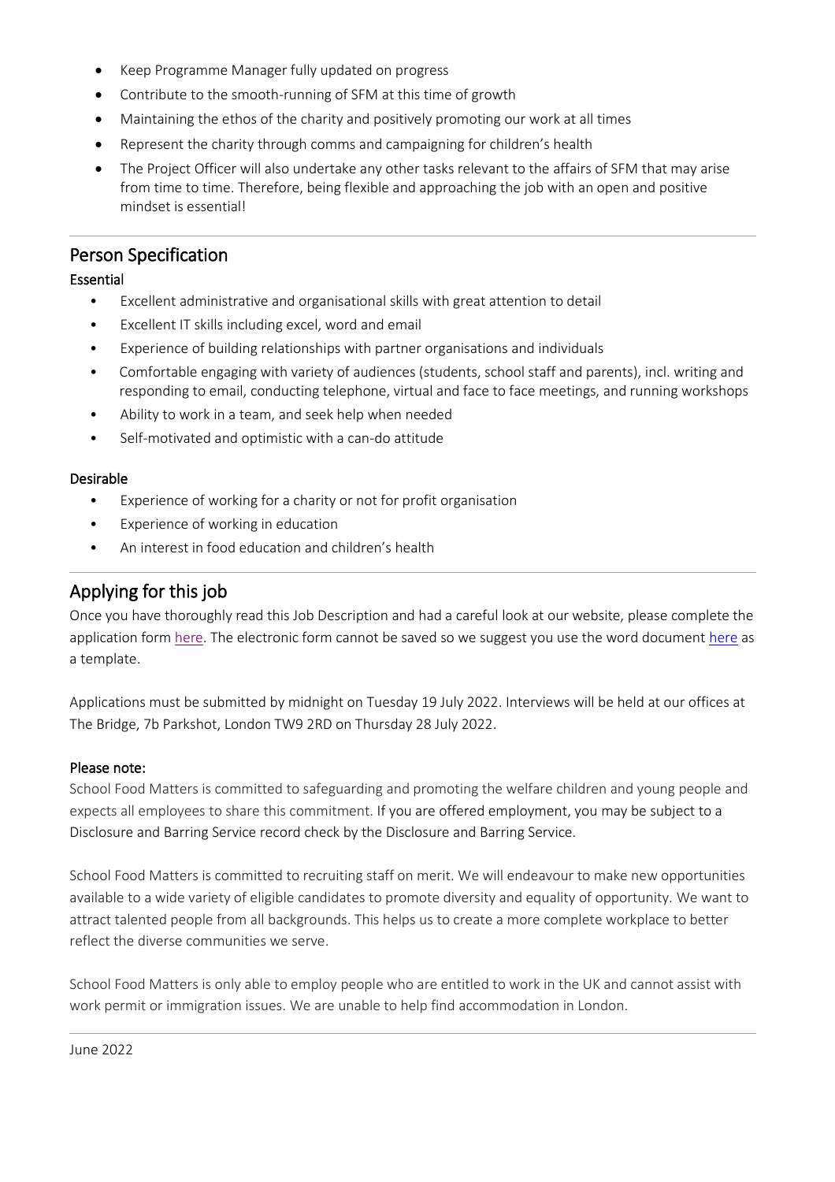- Keep Programme Manager fully updated on progress
- Contribute to the smooth-running of SFM at this time of growth
- Maintaining the ethos of the charity and positively promoting our work at all times
- Represent the charity through comms and campaigning for children's health
- The Project Officer will also undertake any other tasks relevant to the affairs of SFM that may arise from time to time. Therefore, being flexible and approaching the job with an open and positive mindset is essential!

---

## Person Specification

### Essential

- Excellent administrative and organisational skills with great attention to detail
- Excellent IT skills including excel, word and email
- Experience of building relationships with partner organisations and individuals
- Comfortable engaging with variety of audiences (students, school staff and parents), incl. writing and responding to email, conducting telephone, virtual and face to face meetings, and running workshops
- Ability to work in a team, and seek help when needed
- Self-motivated and optimistic with a can-do attitude

### Desirable

- Experience of working for a charity or not for profit organisation
- Experience of working in education
- An interest in food education and children's health

---

## Applying for this job

Once you have thoroughly read this Job Description and had a careful look at our website, please complete the application form here. The electronic form cannot be saved so we suggest you use the word document here as a template.

Applications must be submitted by midnight on Tuesday 19 July 2022. Interviews will be held at our offices at The Bridge, 7b Parkshot, London TW9 2RD on Thursday 28 July 2022.

### Please note:

School Food Matters is committed to safeguarding and promoting the welfare children and young people and expects all employees to share this commitment. If you are offered employment, you may be subject to a Disclosure and Barring Service record check by the Disclosure and Barring Service.

School Food Matters is committed to recruiting staff on merit. We will endeavour to make new opportunities available to a wide variety of eligible candidates to promote diversity and equality of opportunity. We want to attract talented people from all backgrounds. This helps us to create a more complete workplace to better reflect the diverse communities we serve.

School Food Matters is only able to employ people who are entitled to work in the UK and cannot assist with work permit or immigration issues. We are unable to help find accommodation in London.

---

June 2022